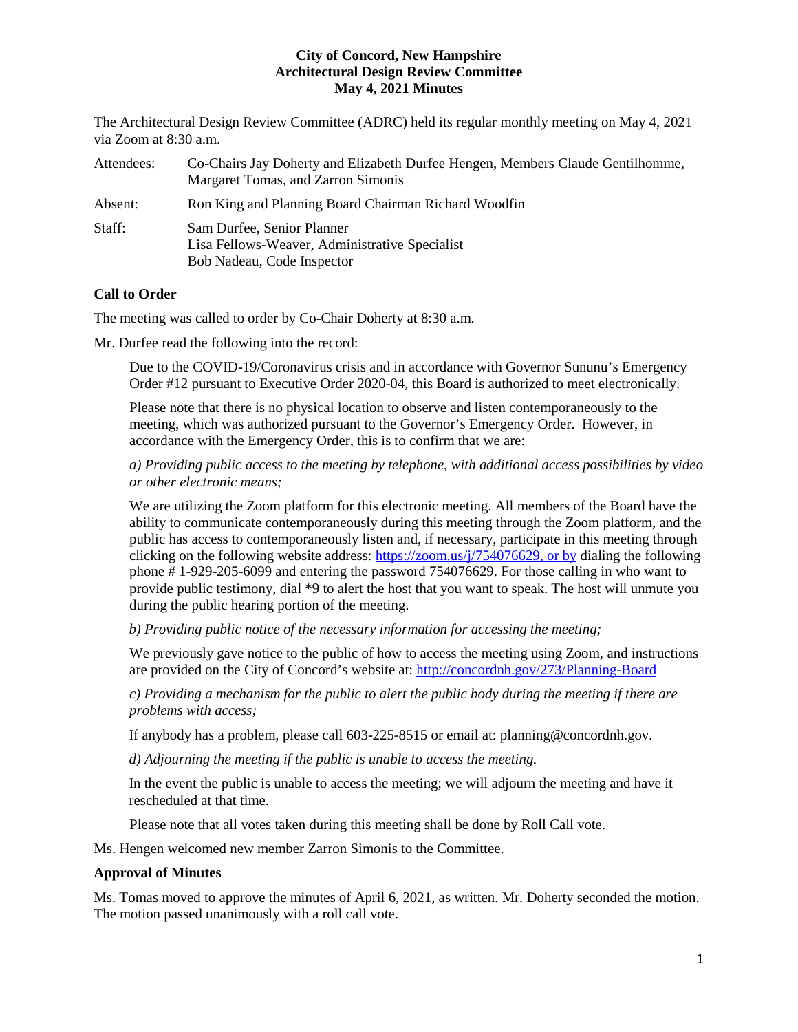# City of Concord, New Hampshire
## Architectural Design Review Committee
## May 4, 2021 Minutes

The Architectural Design Review Committee (ADRC) held its regular monthly meeting on May 4, 2021 via Zoom at 8:30 a.m.

| | |
|---|---|
| Attendees: | Co-Chairs Jay Doherty and Elizabeth Durfee Hengen, Members Claude Gentilhomme, Margaret Tomas, and Zarron Simonis |
| Absent: | Ron King and Planning Board Chairman Richard Woodfin |
| Staff: | Sam Durfee, Senior Planner<br>Lisa Fellows-Weaver, Administrative Specialist<br>Bob Nadeau, Code Inspector |

**Call to Order**

The meeting was called to order by Co-Chair Doherty at 8:30 a.m.

Mr. Durfee read the following into the record:

> Due to the COVID-19/Coronavirus crisis and in accordance with Governor Sununu's Emergency Order #12 pursuant to Executive Order 2020-04, this Board is authorized to meet electronically.
>
> Please note that there is no physical location to observe and listen contemporaneously to the meeting, which was authorized pursuant to the Governor's Emergency Order. However, in accordance with the Emergency Order, this is to confirm that we are:
>
> *a) Providing public access to the meeting by telephone, with additional access possibilities by video or other electronic means;*
>
> We are utilizing the Zoom platform for this electronic meeting. All members of the Board have the ability to communicate contemporaneously during this meeting through the Zoom platform, and the public has access to contemporaneously listen and, if necessary, participate in this meeting through clicking on the following website address: https://zoom.us/j/754076629, or by dialing the following phone # 1-929-205-6099 and entering the password 754076629. For those calling in who want to provide public testimony, dial *9 to alert the host that you want to speak. The host will unmute you during the public hearing portion of the meeting.
>
> *b) Providing public notice of the necessary information for accessing the meeting;*
>
> We previously gave notice to the public of how to access the meeting using Zoom, and instructions are provided on the City of Concord's website at: http://concordnh.gov/273/Planning-Board
>
> *c) Providing a mechanism for the public to alert the public body during the meeting if there are problems with access;*
>
> If anybody has a problem, please call 603-225-8515 or email at: planning@concordnh.gov.
>
> *d) Adjourning the meeting if the public is unable to access the meeting.*
>
> In the event the public is unable to access the meeting; we will adjourn the meeting and have it rescheduled at that time.
>
> Please note that all votes taken during this meeting shall be done by Roll Call vote.

Ms. Hengen welcomed new member Zarron Simonis to the Committee.

**Approval of Minutes**

Ms. Tomas moved to approve the minutes of April 6, 2021, as written. Mr. Doherty seconded the motion. The motion passed unanimously with a roll call vote.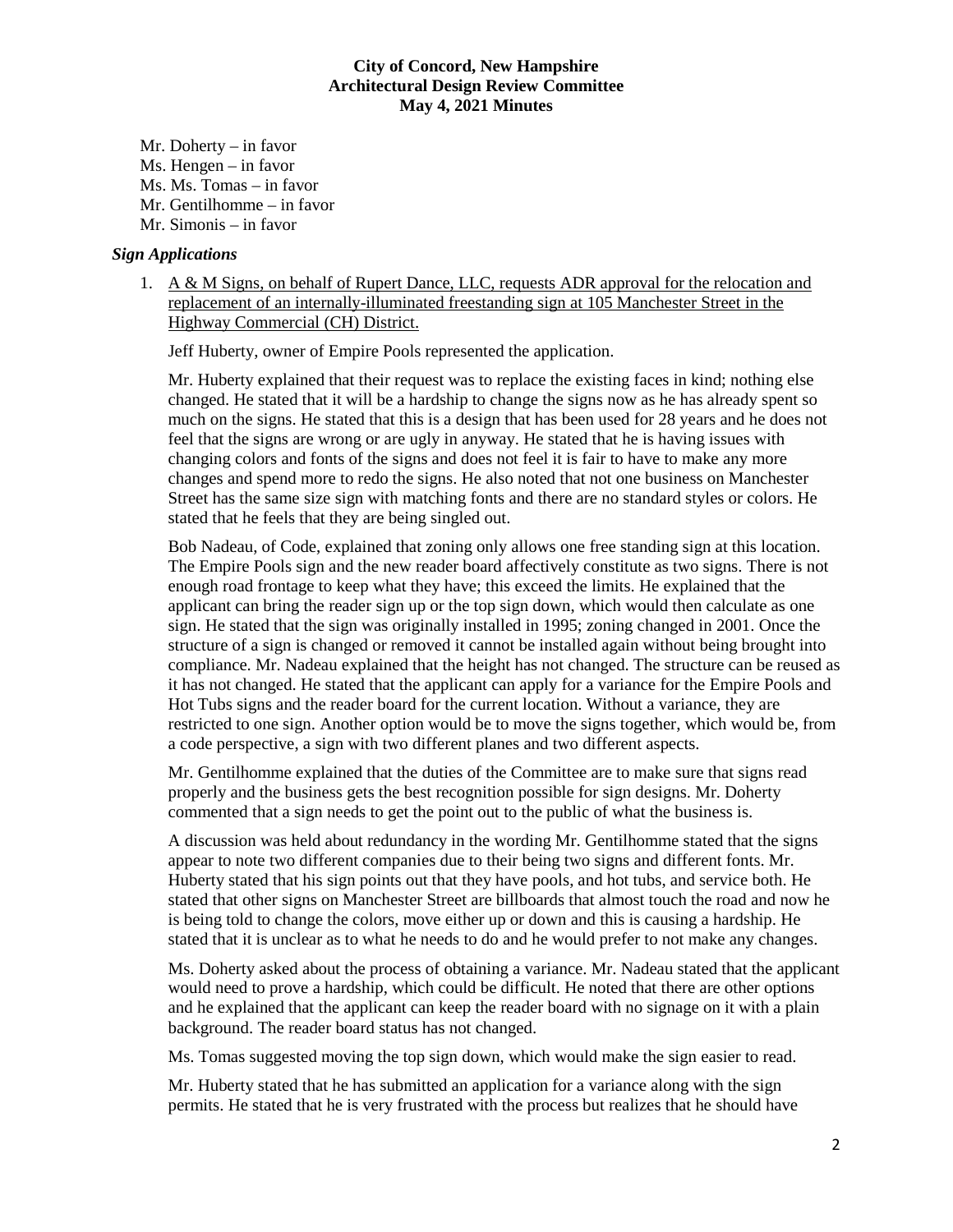Mr. Doherty – in favor
Ms. Hengen – in favor
Ms. Ms. Tomas – in favor
Mr. Gentilhomme – in favor
Mr. Simonis – in favor

### *Sign Applications*

1. <u>A & M Signs, on behalf of Rupert Dance, LLC, requests ADR approval for the relocation and replacement of an internally-illuminated freestanding sign at 105 Manchester Street in the Highway Commercial (CH) District.</u>

   Jeff Huberty, owner of Empire Pools represented the application.

   Mr. Huberty explained that their request was to replace the existing faces in kind; nothing else changed. He stated that it will be a hardship to change the signs now as he has already spent so much on the signs. He stated that this is a design that has been used for 28 years and he does not feel that the signs are wrong or are ugly in anyway. He stated that he is having issues with changing colors and fonts of the signs and does not feel it is fair to have to make any more changes and spend more to redo the signs. He also noted that not one business on Manchester Street has the same size sign with matching fonts and there are no standard styles or colors. He stated that he feels that they are being singled out.

   Bob Nadeau, of Code, explained that zoning only allows one free standing sign at this location. The Empire Pools sign and the new reader board affectively constitute as two signs. There is not enough road frontage to keep what they have; this exceed the limits. He explained that the applicant can bring the reader sign up or the top sign down, which would then calculate as one sign. He stated that the sign was originally installed in 1995; zoning changed in 2001. Once the structure of a sign is changed or removed it cannot be installed again without being brought into compliance. Mr. Nadeau explained that the height has not changed. The structure can be reused as it has not changed. He stated that the applicant can apply for a variance for the Empire Pools and Hot Tubs signs and the reader board for the current location. Without a variance, they are restricted to one sign. Another option would be to move the signs together, which would be, from a code perspective, a sign with two different planes and two different aspects.

   Mr. Gentilhomme explained that the duties of the Committee are to make sure that signs read properly and the business gets the best recognition possible for sign designs. Mr. Doherty commented that a sign needs to get the point out to the public of what the business is.

   A discussion was held about redundancy in the wording Mr. Gentilhomme stated that the signs appear to note two different companies due to their being two signs and different fonts. Mr. Huberty stated that his sign points out that they have pools, and hot tubs, and service both. He stated that other signs on Manchester Street are billboards that almost touch the road and now he is being told to change the colors, move either up or down and this is causing a hardship. He stated that it is unclear as to what he needs to do and he would prefer to not make any changes.

   Ms. Doherty asked about the process of obtaining a variance. Mr. Nadeau stated that the applicant would need to prove a hardship, which could be difficult. He noted that there are other options and he explained that the applicant can keep the reader board with no signage on it with a plain background. The reader board status has not changed.

   Ms. Tomas suggested moving the top sign down, which would make the sign easier to read.

   Mr. Huberty stated that he has submitted an application for a variance along with the sign permits. He stated that he is very frustrated with the process but realizes that he should have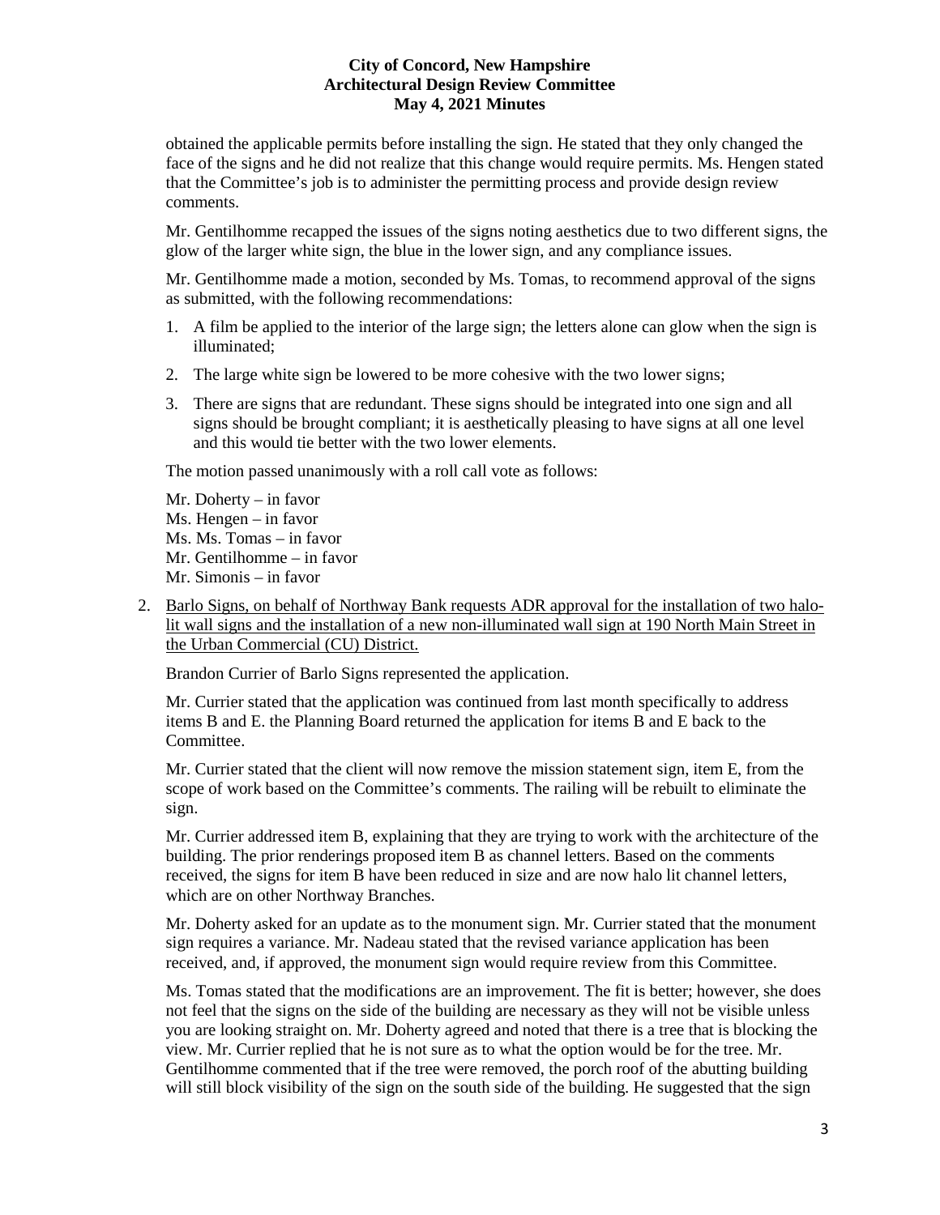obtained the applicable permits before installing the sign. He stated that they only changed the face of the signs and he did not realize that this change would require permits. Ms. Hengen stated that the Committee's job is to administer the permitting process and provide design review comments.

Mr. Gentilhomme recapped the issues of the signs noting aesthetics due to two different signs, the glow of the larger white sign, the blue in the lower sign, and any compliance issues.

Mr. Gentilhomme made a motion, seconded by Ms. Tomas, to recommend approval of the signs as submitted, with the following recommendations:

1. A film be applied to the interior of the large sign; the letters alone can glow when the sign is illuminated;
2. The large white sign be lowered to be more cohesive with the two lower signs;
3. There are signs that are redundant. These signs should be integrated into one sign and all signs should be brought compliant; it is aesthetically pleasing to have signs at all one level and this would tie better with the two lower elements.

The motion passed unanimously with a roll call vote as follows:

Mr. Doherty – in favor
Ms. Hengen – in favor
Ms. Ms. Tomas – in favor
Mr. Gentilhomme – in favor
Mr. Simonis – in favor

2. Barlo Signs, on behalf of Northway Bank requests ADR approval for the installation of two halo-lit wall signs and the installation of a new non-illuminated wall sign at 190 North Main Street in the Urban Commercial (CU) District.

   Brandon Currier of Barlo Signs represented the application.

   Mr. Currier stated that the application was continued from last month specifically to address items B and E. the Planning Board returned the application for items B and E back to the Committee.

   Mr. Currier stated that the client will now remove the mission statement sign, item E, from the scope of work based on the Committee's comments. The railing will be rebuilt to eliminate the sign.

   Mr. Currier addressed item B, explaining that they are trying to work with the architecture of the building. The prior renderings proposed item B as channel letters. Based on the comments received, the signs for item B have been reduced in size and are now halo lit channel letters, which are on other Northway Branches.

   Mr. Doherty asked for an update as to the monument sign. Mr. Currier stated that the monument sign requires a variance. Mr. Nadeau stated that the revised variance application has been received, and, if approved, the monument sign would require review from this Committee.

   Ms. Tomas stated that the modifications are an improvement. The fit is better; however, she does not feel that the signs on the side of the building are necessary as they will not be visible unless you are looking straight on. Mr. Doherty agreed and noted that there is a tree that is blocking the view. Mr. Currier replied that he is not sure as to what the option would be for the tree. Mr. Gentilhomme commented that if the tree were removed, the porch roof of the abutting building will still block visibility of the sign on the south side of the building. He suggested that the sign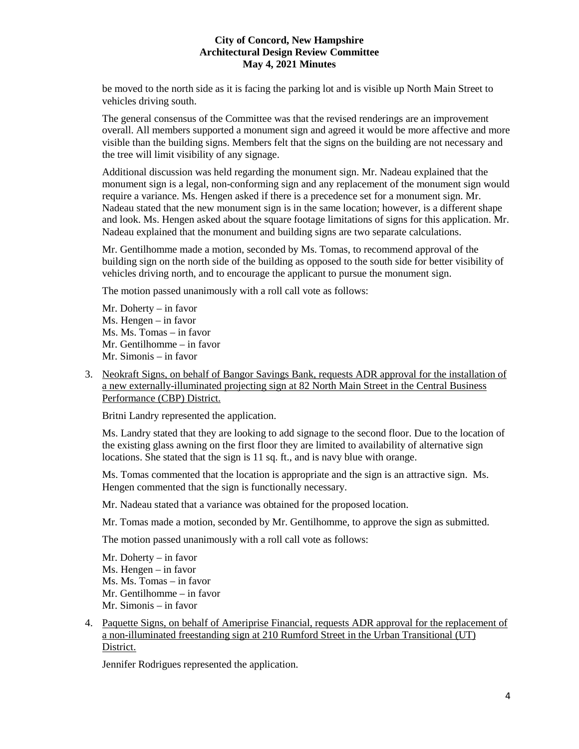be moved to the north side as it is facing the parking lot and is visible up North Main Street to vehicles driving south.

The general consensus of the Committee was that the revised renderings are an improvement overall. All members supported a monument sign and agreed it would be more affective and more visible than the building signs. Members felt that the signs on the building are not necessary and the tree will limit visibility of any signage.

Additional discussion was held regarding the monument sign. Mr. Nadeau explained that the monument sign is a legal, non-conforming sign and any replacement of the monument sign would require a variance. Ms. Hengen asked if there is a precedence set for a monument sign. Mr. Nadeau stated that the new monument sign is in the same location; however, is a different shape and look. Ms. Hengen asked about the square footage limitations of signs for this application. Mr. Nadeau explained that the monument and building signs are two separate calculations.

Mr. Gentilhomme made a motion, seconded by Ms. Tomas, to recommend approval of the building sign on the north side of the building as opposed to the south side for better visibility of vehicles driving north, and to encourage the applicant to pursue the monument sign.

The motion passed unanimously with a roll call vote as follows:

Mr. Doherty – in favor
Ms. Hengen – in favor
Ms. Ms. Tomas – in favor
Mr. Gentilhomme – in favor
Mr. Simonis – in favor

3. Neokraft Signs, on behalf of Bangor Savings Bank, requests ADR approval for the installation of a new externally-illuminated projecting sign at 82 North Main Street in the Central Business Performance (CBP) District.

   Britni Landry represented the application.

   Ms. Landry stated that they are looking to add signage to the second floor. Due to the location of the existing glass awning on the first floor they are limited to availability of alternative sign locations. She stated that the sign is 11 sq. ft., and is navy blue with orange.

   Ms. Tomas commented that the location is appropriate and the sign is an attractive sign. Ms. Hengen commented that the sign is functionally necessary.

   Mr. Nadeau stated that a variance was obtained for the proposed location.

   Mr. Tomas made a motion, seconded by Mr. Gentilhomme, to approve the sign as submitted.

   The motion passed unanimously with a roll call vote as follows:

   Mr. Doherty – in favor
   Ms. Hengen – in favor
   Ms. Ms. Tomas – in favor
   Mr. Gentilhomme – in favor
   Mr. Simonis – in favor

4. Paquette Signs, on behalf of Ameriprise Financial, requests ADR approval for the replacement of a non-illuminated freestanding sign at 210 Rumford Street in the Urban Transitional (UT) District.

   Jennifer Rodrigues represented the application.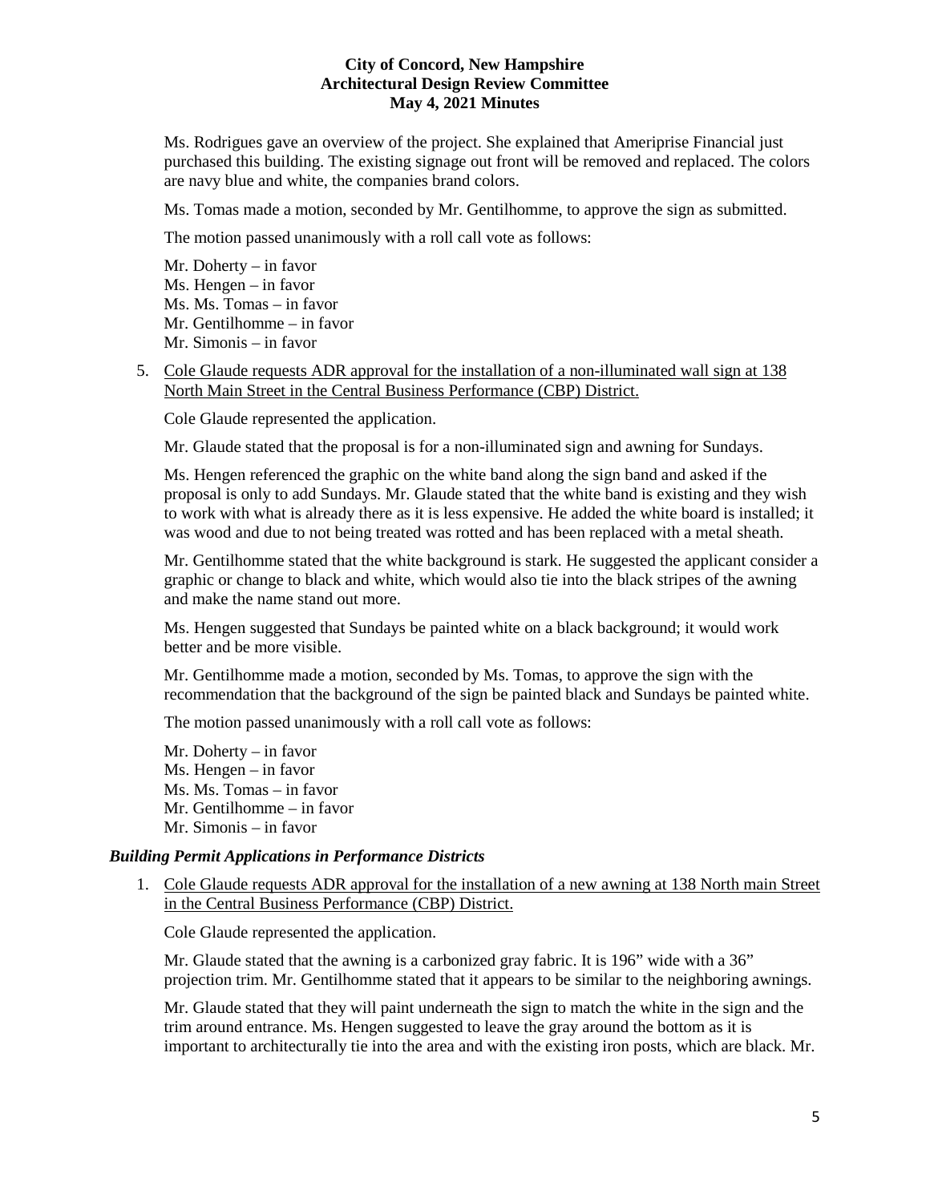Ms. Rodrigues gave an overview of the project. She explained that Ameriprise Financial just purchased this building. The existing signage out front will be removed and replaced. The colors are navy blue and white, the companies brand colors.

Ms. Tomas made a motion, seconded by Mr. Gentilhomme, to approve the sign as submitted.

The motion passed unanimously with a roll call vote as follows:

Mr. Doherty – in favor
Ms. Hengen – in favor
Ms. Ms. Tomas – in favor
Mr. Gentilhomme – in favor
Mr. Simonis – in favor

5. Cole Glaude requests ADR approval for the installation of a non-illuminated wall sign at 138 North Main Street in the Central Business Performance (CBP) District.

   Cole Glaude represented the application.

   Mr. Glaude stated that the proposal is for a non-illuminated sign and awning for Sundays.

   Ms. Hengen referenced the graphic on the white band along the sign band and asked if the proposal is only to add Sundays. Mr. Glaude stated that the white band is existing and they wish to work with what is already there as it is less expensive. He added the white board is installed; it was wood and due to not being treated was rotted and has been replaced with a metal sheath.

   Mr. Gentilhomme stated that the white background is stark. He suggested the applicant consider a graphic or change to black and white, which would also tie into the black stripes of the awning and make the name stand out more.

   Ms. Hengen suggested that Sundays be painted white on a black background; it would work better and be more visible.

   Mr. Gentilhomme made a motion, seconded by Ms. Tomas, to approve the sign with the recommendation that the background of the sign be painted black and Sundays be painted white.

   The motion passed unanimously with a roll call vote as follows:

   Mr. Doherty – in favor
   Ms. Hengen – in favor
   Ms. Ms. Tomas – in favor
   Mr. Gentilhomme – in favor
   Mr. Simonis – in favor

### *Building Permit Applications in Performance Districts*

1. Cole Glaude requests ADR approval for the installation of a new awning at 138 North main Street in the Central Business Performance (CBP) District.

   Cole Glaude represented the application.

   Mr. Glaude stated that the awning is a carbonized gray fabric. It is 196" wide with a 36" projection trim. Mr. Gentilhomme stated that it appears to be similar to the neighboring awnings.

   Mr. Glaude stated that they will paint underneath the sign to match the white in the sign and the trim around entrance. Ms. Hengen suggested to leave the gray around the bottom as it is important to architecturally tie into the area and with the existing iron posts, which are black. Mr.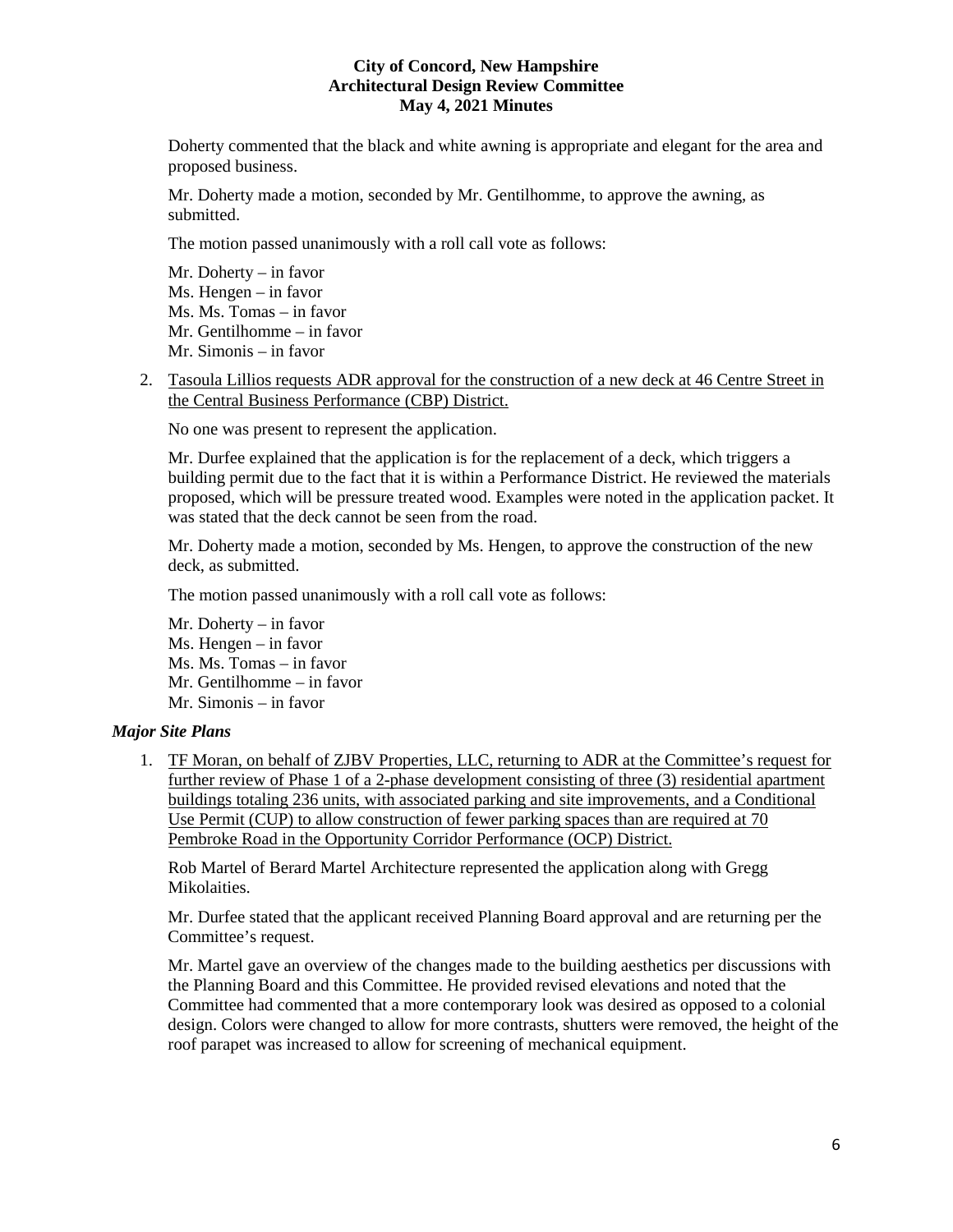Doherty commented that the black and white awning is appropriate and elegant for the area and proposed business.

Mr. Doherty made a motion, seconded by Mr. Gentilhomme, to approve the awning, as submitted.

The motion passed unanimously with a roll call vote as follows:

Mr. Doherty – in favor
Ms. Hengen – in favor
Ms. Ms. Tomas – in favor
Mr. Gentilhomme – in favor
Mr. Simonis – in favor

2. Tasoula Lillios requests ADR approval for the construction of a new deck at 46 Centre Street in the Central Business Performance (CBP) District.

   No one was present to represent the application.

   Mr. Durfee explained that the application is for the replacement of a deck, which triggers a building permit due to the fact that it is within a Performance District. He reviewed the materials proposed, which will be pressure treated wood. Examples were noted in the application packet. It was stated that the deck cannot be seen from the road.

   Mr. Doherty made a motion, seconded by Ms. Hengen, to approve the construction of the new deck, as submitted.

   The motion passed unanimously with a roll call vote as follows:

   Mr. Doherty – in favor
   Ms. Hengen – in favor
   Ms. Ms. Tomas – in favor
   Mr. Gentilhomme – in favor
   Mr. Simonis – in favor

### *Major Site Plans*

1. TF Moran, on behalf of ZJBV Properties, LLC, returning to ADR at the Committee's request for further review of Phase 1 of a 2-phase development consisting of three (3) residential apartment buildings totaling 236 units, with associated parking and site improvements, and a Conditional Use Permit (CUP) to allow construction of fewer parking spaces than are required at 70 Pembroke Road in the Opportunity Corridor Performance (OCP) District.

   Rob Martel of Berard Martel Architecture represented the application along with Gregg Mikolaities.

   Mr. Durfee stated that the applicant received Planning Board approval and are returning per the Committee's request.

   Mr. Martel gave an overview of the changes made to the building aesthetics per discussions with the Planning Board and this Committee. He provided revised elevations and noted that the Committee had commented that a more contemporary look was desired as opposed to a colonial design. Colors were changed to allow for more contrasts, shutters were removed, the height of the roof parapet was increased to allow for screening of mechanical equipment.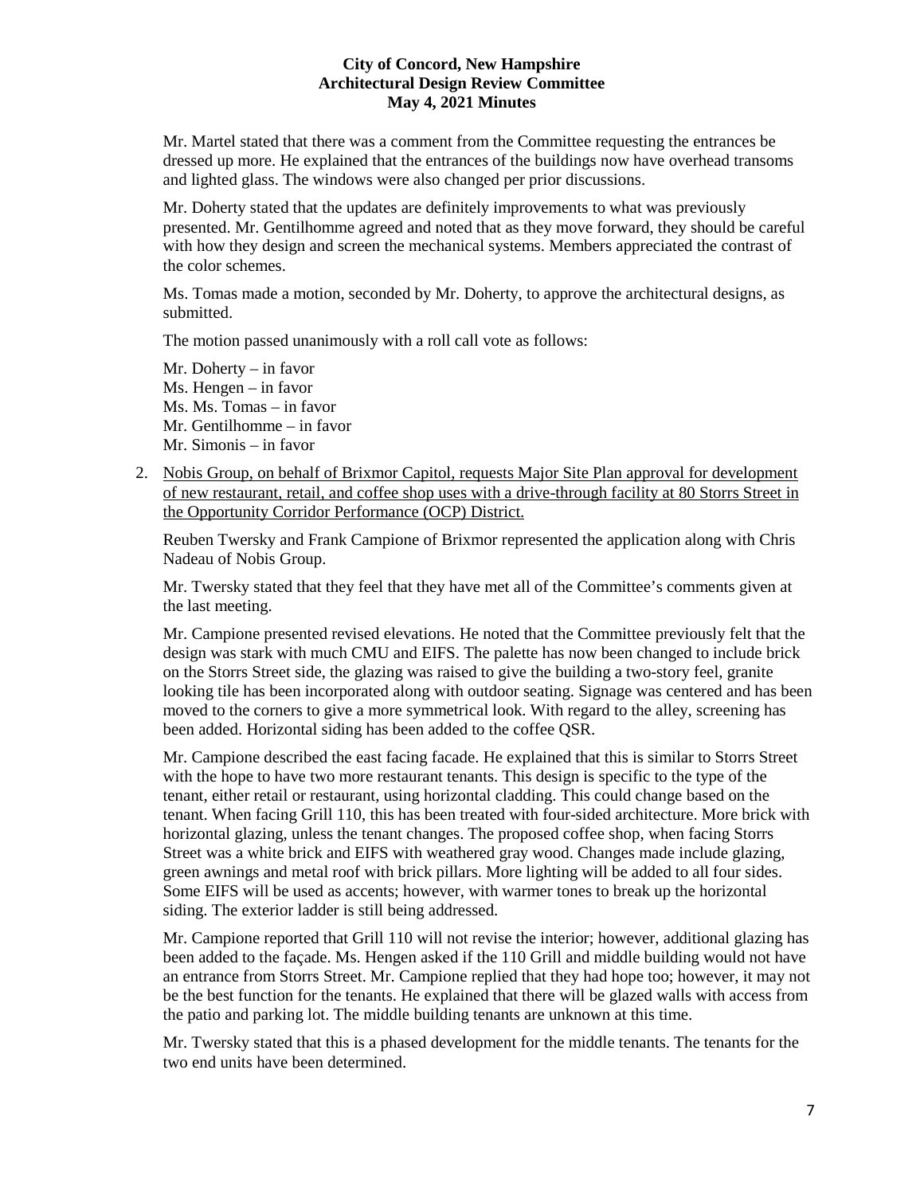Mr. Martel stated that there was a comment from the Committee requesting the entrances be dressed up more. He explained that the entrances of the buildings now have overhead transoms and lighted glass. The windows were also changed per prior discussions.

Mr. Doherty stated that the updates are definitely improvements to what was previously presented. Mr. Gentilhomme agreed and noted that as they move forward, they should be careful with how they design and screen the mechanical systems. Members appreciated the contrast of the color schemes.

Ms. Tomas made a motion, seconded by Mr. Doherty, to approve the architectural designs, as submitted.

The motion passed unanimously with a roll call vote as follows:

Mr. Doherty – in favor
Ms. Hengen – in favor
Ms. Ms. Tomas – in favor
Mr. Gentilhomme – in favor
Mr. Simonis – in favor

2. Nobis Group, on behalf of Brixmor Capitol, requests Major Site Plan approval for development of new restaurant, retail, and coffee shop uses with a drive-through facility at 80 Storrs Street in the Opportunity Corridor Performance (OCP) District.

   Reuben Twersky and Frank Campione of Brixmor represented the application along with Chris Nadeau of Nobis Group.

   Mr. Twersky stated that they feel that they have met all of the Committee's comments given at the last meeting.

   Mr. Campione presented revised elevations. He noted that the Committee previously felt that the design was stark with much CMU and EIFS. The palette has now been changed to include brick on the Storrs Street side, the glazing was raised to give the building a two-story feel, granite looking tile has been incorporated along with outdoor seating. Signage was centered and has been moved to the corners to give a more symmetrical look. With regard to the alley, screening has been added. Horizontal siding has been added to the coffee QSR.

   Mr. Campione described the east facing facade. He explained that this is similar to Storrs Street with the hope to have two more restaurant tenants. This design is specific to the type of the tenant, either retail or restaurant, using horizontal cladding. This could change based on the tenant. When facing Grill 110, this has been treated with four-sided architecture. More brick with horizontal glazing, unless the tenant changes. The proposed coffee shop, when facing Storrs Street was a white brick and EIFS with weathered gray wood. Changes made include glazing, green awnings and metal roof with brick pillars. More lighting will be added to all four sides. Some EIFS will be used as accents; however, with warmer tones to break up the horizontal siding. The exterior ladder is still being addressed.

   Mr. Campione reported that Grill 110 will not revise the interior; however, additional glazing has been added to the façade. Ms. Hengen asked if the 110 Grill and middle building would not have an entrance from Storrs Street. Mr. Campione replied that they had hope too; however, it may not be the best function for the tenants. He explained that there will be glazed walls with access from the patio and parking lot. The middle building tenants are unknown at this time.

   Mr. Twersky stated that this is a phased development for the middle tenants. The tenants for the two end units have been determined.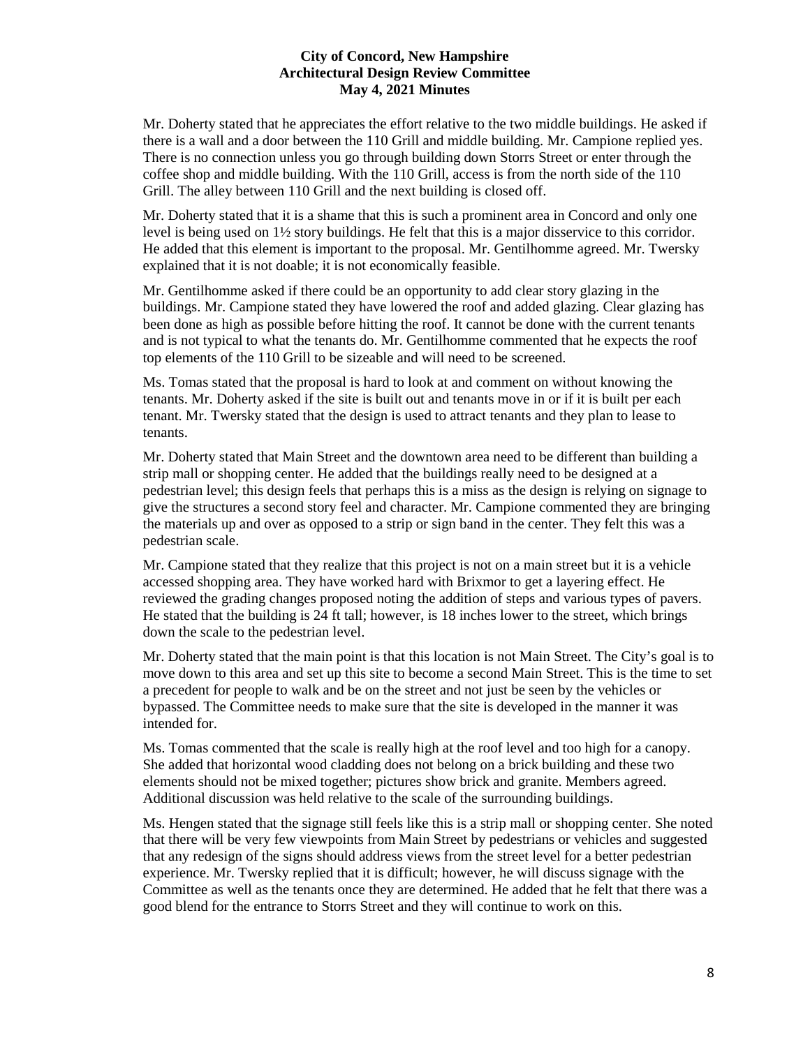Mr. Doherty stated that he appreciates the effort relative to the two middle buildings. He asked if there is a wall and a door between the 110 Grill and middle building. Mr. Campione replied yes. There is no connection unless you go through building down Storrs Street or enter through the coffee shop and middle building. With the 110 Grill, access is from the north side of the 110 Grill. The alley between 110 Grill and the next building is closed off.

Mr. Doherty stated that it is a shame that this is such a prominent area in Concord and only one level is being used on 1½ story buildings. He felt that this is a major disservice to this corridor. He added that this element is important to the proposal. Mr. Gentilhomme agreed. Mr. Twersky explained that it is not doable; it is not economically feasible.

Mr. Gentilhomme asked if there could be an opportunity to add clear story glazing in the buildings. Mr. Campione stated they have lowered the roof and added glazing. Clear glazing has been done as high as possible before hitting the roof. It cannot be done with the current tenants and is not typical to what the tenants do. Mr. Gentilhomme commented that he expects the roof top elements of the 110 Grill to be sizeable and will need to be screened.

Ms. Tomas stated that the proposal is hard to look at and comment on without knowing the tenants. Mr. Doherty asked if the site is built out and tenants move in or if it is built per each tenant. Mr. Twersky stated that the design is used to attract tenants and they plan to lease to tenants.

Mr. Doherty stated that Main Street and the downtown area need to be different than building a strip mall or shopping center. He added that the buildings really need to be designed at a pedestrian level; this design feels that perhaps this is a miss as the design is relying on signage to give the structures a second story feel and character. Mr. Campione commented they are bringing the materials up and over as opposed to a strip or sign band in the center. They felt this was a pedestrian scale.

Mr. Campione stated that they realize that this project is not on a main street but it is a vehicle accessed shopping area. They have worked hard with Brixmor to get a layering effect. He reviewed the grading changes proposed noting the addition of steps and various types of pavers. He stated that the building is 24 ft tall; however, is 18 inches lower to the street, which brings down the scale to the pedestrian level.

Mr. Doherty stated that the main point is that this location is not Main Street. The City's goal is to move down to this area and set up this site to become a second Main Street. This is the time to set a precedent for people to walk and be on the street and not just be seen by the vehicles or bypassed. The Committee needs to make sure that the site is developed in the manner it was intended for.

Ms. Tomas commented that the scale is really high at the roof level and too high for a canopy. She added that horizontal wood cladding does not belong on a brick building and these two elements should not be mixed together; pictures show brick and granite. Members agreed. Additional discussion was held relative to the scale of the surrounding buildings.

Ms. Hengen stated that the signage still feels like this is a strip mall or shopping center. She noted that there will be very few viewpoints from Main Street by pedestrians or vehicles and suggested that any redesign of the signs should address views from the street level for a better pedestrian experience. Mr. Twersky replied that it is difficult; however, he will discuss signage with the Committee as well as the tenants once they are determined. He added that he felt that there was a good blend for the entrance to Storrs Street and they will continue to work on this.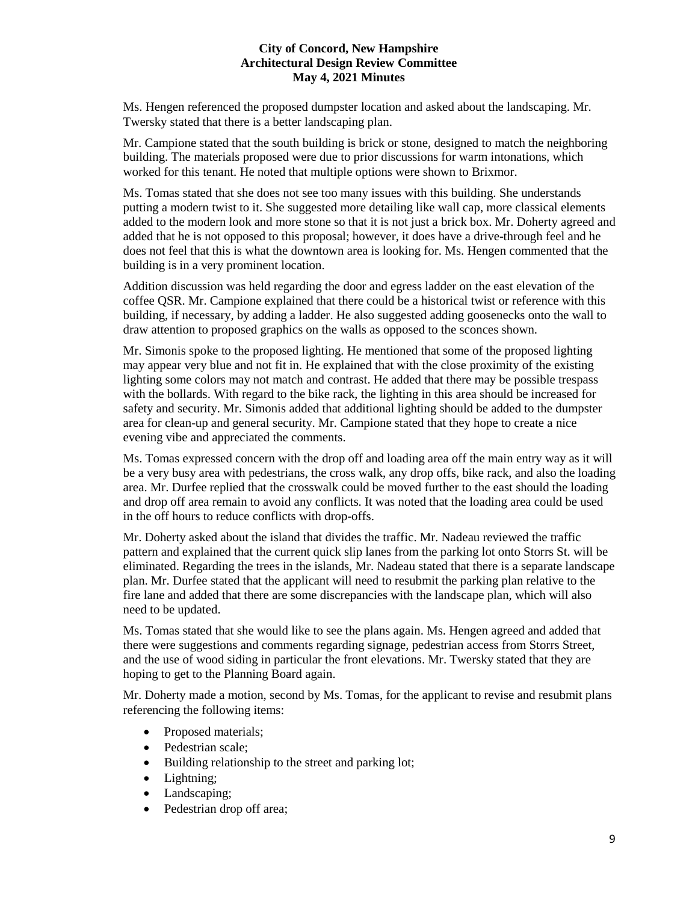Ms. Hengen referenced the proposed dumpster location and asked about the landscaping. Mr. Twersky stated that there is a better landscaping plan.

Mr. Campione stated that the south building is brick or stone, designed to match the neighboring building. The materials proposed were due to prior discussions for warm intonations, which worked for this tenant. He noted that multiple options were shown to Brixmor.

Ms. Tomas stated that she does not see too many issues with this building. She understands putting a modern twist to it. She suggested more detailing like wall cap, more classical elements added to the modern look and more stone so that it is not just a brick box. Mr. Doherty agreed and added that he is not opposed to this proposal; however, it does have a drive-through feel and he does not feel that this is what the downtown area is looking for. Ms. Hengen commented that the building is in a very prominent location.

Addition discussion was held regarding the door and egress ladder on the east elevation of the coffee QSR. Mr. Campione explained that there could be a historical twist or reference with this building, if necessary, by adding a ladder. He also suggested adding goosenecks onto the wall to draw attention to proposed graphics on the walls as opposed to the sconces shown.

Mr. Simonis spoke to the proposed lighting. He mentioned that some of the proposed lighting may appear very blue and not fit in. He explained that with the close proximity of the existing lighting some colors may not match and contrast. He added that there may be possible trespass with the bollards. With regard to the bike rack, the lighting in this area should be increased for safety and security. Mr. Simonis added that additional lighting should be added to the dumpster area for clean-up and general security. Mr. Campione stated that they hope to create a nice evening vibe and appreciated the comments.

Ms. Tomas expressed concern with the drop off and loading area off the main entry way as it will be a very busy area with pedestrians, the cross walk, any drop offs, bike rack, and also the loading area. Mr. Durfee replied that the crosswalk could be moved further to the east should the loading and drop off area remain to avoid any conflicts. It was noted that the loading area could be used in the off hours to reduce conflicts with drop-offs.

Mr. Doherty asked about the island that divides the traffic. Mr. Nadeau reviewed the traffic pattern and explained that the current quick slip lanes from the parking lot onto Storrs St. will be eliminated. Regarding the trees in the islands, Mr. Nadeau stated that there is a separate landscape plan. Mr. Durfee stated that the applicant will need to resubmit the parking plan relative to the fire lane and added that there are some discrepancies with the landscape plan, which will also need to be updated.

Ms. Tomas stated that she would like to see the plans again. Ms. Hengen agreed and added that there were suggestions and comments regarding signage, pedestrian access from Storrs Street, and the use of wood siding in particular the front elevations. Mr. Twersky stated that they are hoping to get to the Planning Board again.

Mr. Doherty made a motion, second by Ms. Tomas, for the applicant to revise and resubmit plans referencing the following items:

- Proposed materials;
- Pedestrian scale;
- Building relationship to the street and parking lot;
- Lightning;
- Landscaping;
- Pedestrian drop off area;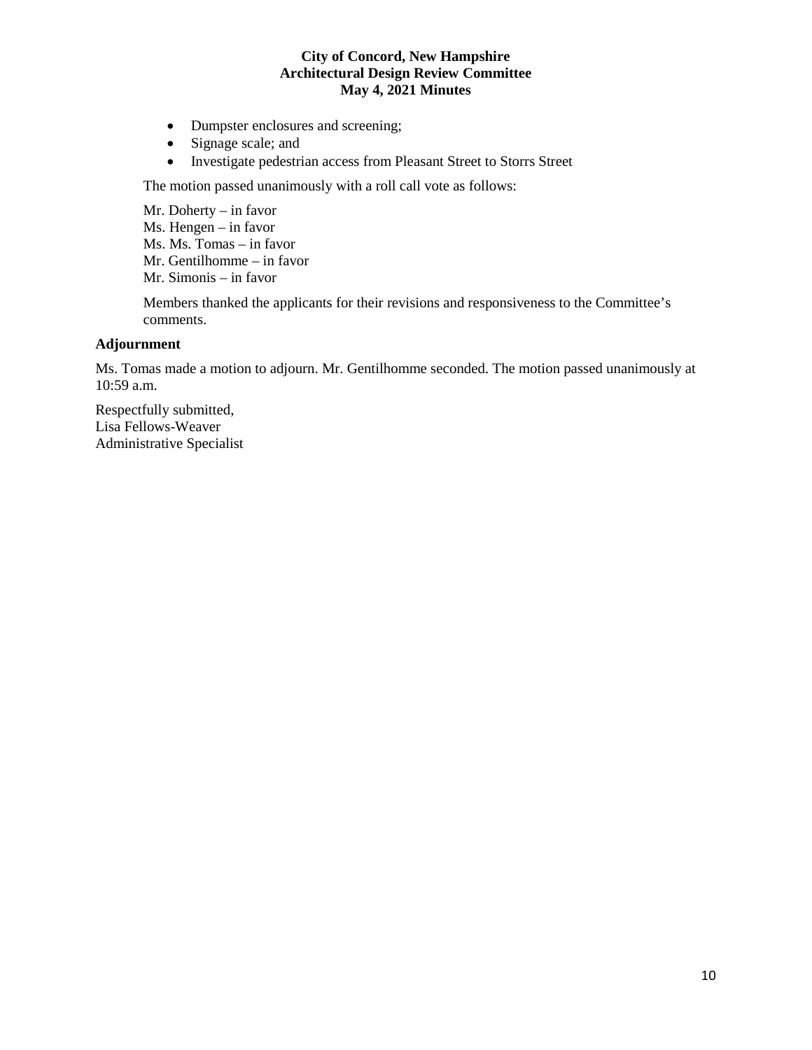- Dumpster enclosures and screening;
- Signage scale; and
- Investigate pedestrian access from Pleasant Street to Storrs Street

The motion passed unanimously with a roll call vote as follows:

Mr. Doherty – in favor
Ms. Hengen – in favor
Ms. Ms. Tomas – in favor
Mr. Gentilhomme – in favor
Mr. Simonis – in favor

Members thanked the applicants for their revisions and responsiveness to the Committee's comments.

**Adjournment**

Ms. Tomas made a motion to adjourn. Mr. Gentilhomme seconded. The motion passed unanimously at 10:59 a.m.

Respectfully submitted,
Lisa Fellows-Weaver
Administrative Specialist